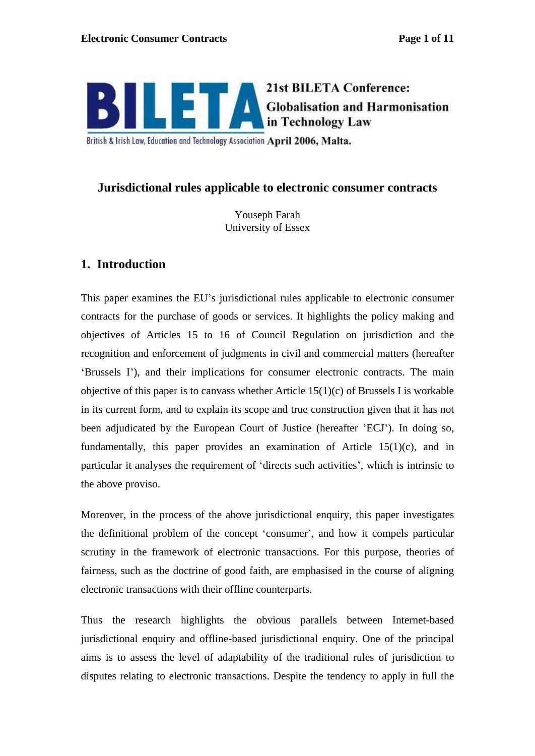**21st BILETA Conference: Globalisation and Harmonisation in Technology Law**

**British & Irish Law, Education and Technology Association April 2006, Malta.**

# Jurisdictional rules applicable to electronic consumer contracts

Youseph Farah
University of Essex

## 1. Introduction

This paper examines the EU's jurisdictional rules applicable to electronic consumer contracts for the purchase of goods or services. It highlights the policy making and objectives of Articles 15 to 16 of Council Regulation on jurisdiction and the recognition and enforcement of judgments in civil and commercial matters (hereafter 'Brussels I'), and their implications for consumer electronic contracts. The main objective of this paper is to canvass whether Article 15(1)(c) of Brussels I is workable in its current form, and to explain its scope and true construction given that it has not been adjudicated by the European Court of Justice (hereafter 'ECJ'). In doing so, fundamentally, this paper provides an examination of Article 15(1)(c), and in particular it analyses the requirement of 'directs such activities', which is intrinsic to the above proviso.

Moreover, in the process of the above jurisdictional enquiry, this paper investigates the definitional problem of the concept 'consumer', and how it compels particular scrutiny in the framework of electronic transactions. For this purpose, theories of fairness, such as the doctrine of good faith, are emphasised in the course of aligning electronic transactions with their offline counterparts.

Thus the research highlights the obvious parallels between Internet-based jurisdictional enquiry and offline-based jurisdictional enquiry. One of the principal aims is to assess the level of adaptability of the traditional rules of jurisdiction to disputes relating to electronic transactions. Despite the tendency to apply in full the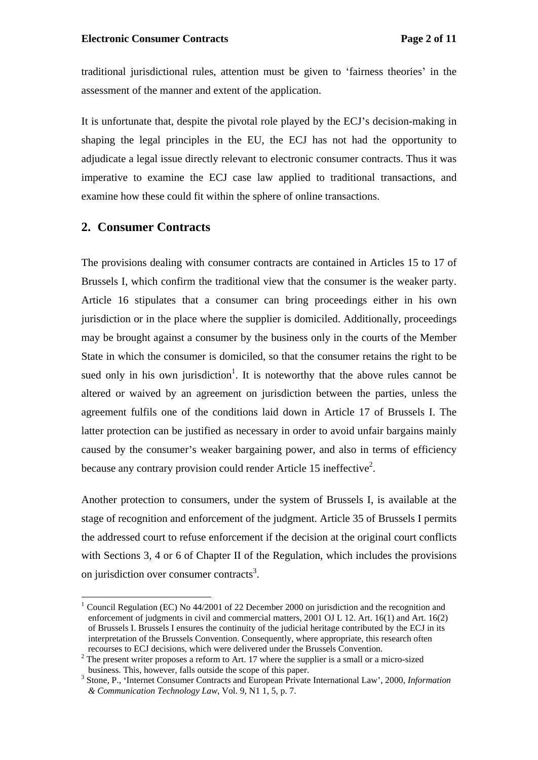traditional jurisdictional rules, attention must be given to 'fairness theories' in the assessment of the manner and extent of the application.

It is unfortunate that, despite the pivotal role played by the ECJ's decision-making in shaping the legal principles in the EU, the ECJ has not had the opportunity to adjudicate a legal issue directly relevant to electronic consumer contracts. Thus it was imperative to examine the ECJ case law applied to traditional transactions, and examine how these could fit within the sphere of online transactions.

## 2. Consumer Contracts

The provisions dealing with consumer contracts are contained in Articles 15 to 17 of Brussels I, which confirm the traditional view that the consumer is the weaker party. Article 16 stipulates that a consumer can bring proceedings either in his own jurisdiction or in the place where the supplier is domiciled. Additionally, proceedings may be brought against a consumer by the business only in the courts of the Member State in which the consumer is domiciled, so that the consumer retains the right to be sued only in his own jurisdiction[1]. It is noteworthy that the above rules cannot be altered or waived by an agreement on jurisdiction between the parties, unless the agreement fulfils one of the conditions laid down in Article 17 of Brussels I. The latter protection can be justified as necessary in order to avoid unfair bargains mainly caused by the consumer's weaker bargaining power, and also in terms of efficiency because any contrary provision could render Article 15 ineffective[2].

Another protection to consumers, under the system of Brussels I, is available at the stage of recognition and enforcement of the judgment. Article 35 of Brussels I permits the addressed court to refuse enforcement if the decision at the original court conflicts with Sections 3, 4 or 6 of Chapter II of the Regulation, which includes the provisions on jurisdiction over consumer contracts[3].

---

[1] Council Regulation (EC) No 44/2001 of 22 December 2000 on jurisdiction and the recognition and enforcement of judgments in civil and commercial matters, 2001 OJ L 12. Art. 16(1) and Art. 16(2) of Brussels I. Brussels I ensures the continuity of the judicial heritage contributed by the ECJ in its interpretation of the Brussels Convention. Consequently, where appropriate, this research often recourses to ECJ decisions, which were delivered under the Brussels Convention.

[2] The present writer proposes a reform to Art. 17 where the supplier is a small or a micro-sized business. This, however, falls outside the scope of this paper.

[3] Stone, P., 'Internet Consumer Contracts and European Private International Law', 2000, *Information & Communication Technology Law*, Vol. 9, N1 1, 5, p. 7.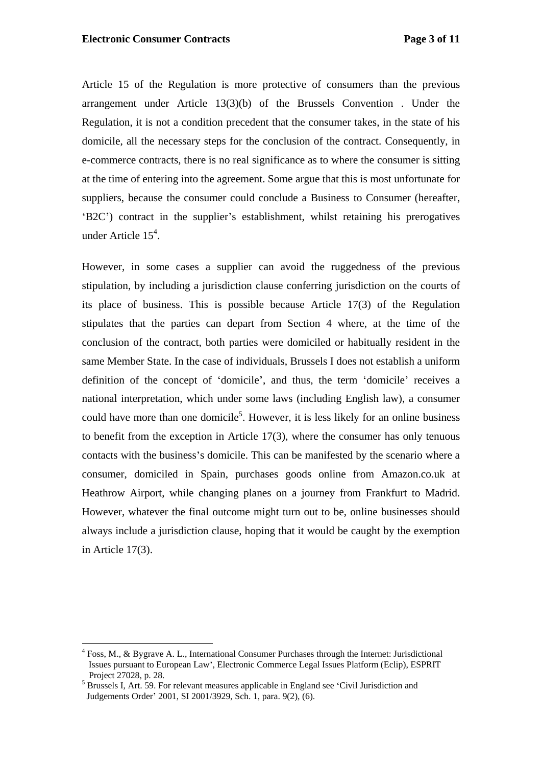Article 15 of the Regulation is more protective of consumers than the previous arrangement under Article 13(3)(b) of the Brussels Convention . Under the Regulation, it is not a condition precedent that the consumer takes, in the state of his domicile, all the necessary steps for the conclusion of the contract. Consequently, in e-commerce contracts, there is no real significance as to where the consumer is sitting at the time of entering into the agreement. Some argue that this is most unfortunate for suppliers, because the consumer could conclude a Business to Consumer (hereafter, 'B2C') contract in the supplier's establishment, whilst retaining his prerogatives under Article 15[4].

However, in some cases a supplier can avoid the ruggedness of the previous stipulation, by including a jurisdiction clause conferring jurisdiction on the courts of its place of business. This is possible because Article 17(3) of the Regulation stipulates that the parties can depart from Section 4 where, at the time of the conclusion of the contract, both parties were domiciled or habitually resident in the same Member State. In the case of individuals, Brussels I does not establish a uniform definition of the concept of 'domicile', and thus, the term 'domicile' receives a national interpretation, which under some laws (including English law), a consumer could have more than one domicile[5]. However, it is less likely for an online business to benefit from the exception in Article 17(3), where the consumer has only tenuous contacts with the business's domicile. This can be manifested by the scenario where a consumer, domiciled in Spain, purchases goods online from Amazon.co.uk at Heathrow Airport, while changing planes on a journey from Frankfurt to Madrid. However, whatever the final outcome might turn out to be, online businesses should always include a jurisdiction clause, hoping that it would be caught by the exemption in Article 17(3).

---

[4] Foss, M., & Bygrave A. L., International Consumer Purchases through the Internet: Jurisdictional Issues pursuant to European Law', Electronic Commerce Legal Issues Platform (Eclip), ESPRIT Project 27028, p. 28.

[5] Brussels I, Art. 59. For relevant measures applicable in England see 'Civil Jurisdiction and Judgements Order' 2001, SI 2001/3929, Sch. 1, para. 9(2), (6).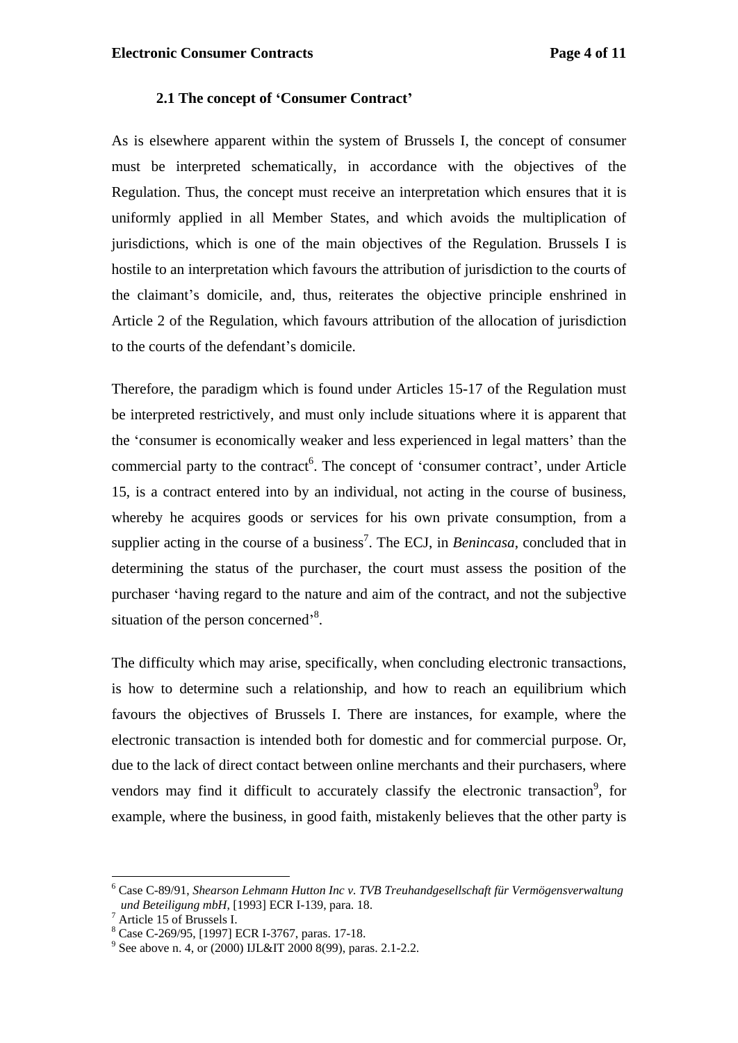### 2.1 The concept of 'Consumer Contract'

As is elsewhere apparent within the system of Brussels I, the concept of consumer must be interpreted schematically, in accordance with the objectives of the Regulation. Thus, the concept must receive an interpretation which ensures that it is uniformly applied in all Member States, and which avoids the multiplication of jurisdictions, which is one of the main objectives of the Regulation. Brussels I is hostile to an interpretation which favours the attribution of jurisdiction to the courts of the claimant's domicile, and, thus, reiterates the objective principle enshrined in Article 2 of the Regulation, which favours attribution of the allocation of jurisdiction to the courts of the defendant's domicile.

Therefore, the paradigm which is found under Articles 15-17 of the Regulation must be interpreted restrictively, and must only include situations where it is apparent that the 'consumer is economically weaker and less experienced in legal matters' than the commercial party to the contract[6]. The concept of 'consumer contract', under Article 15, is a contract entered into by an individual, not acting in the course of business, whereby he acquires goods or services for his own private consumption, from a supplier acting in the course of a business[7]. The ECJ, in *Benincasa*, concluded that in determining the status of the purchaser, the court must assess the position of the purchaser 'having regard to the nature and aim of the contract, and not the subjective situation of the person concerned'[8].

The difficulty which may arise, specifically, when concluding electronic transactions, is how to determine such a relationship, and how to reach an equilibrium which favours the objectives of Brussels I. There are instances, for example, where the electronic transaction is intended both for domestic and for commercial purpose. Or, due to the lack of direct contact between online merchants and their purchasers, where vendors may find it difficult to accurately classify the electronic transaction[9], for example, where the business, in good faith, mistakenly believes that the other party is

---

[6] Case C-89/91, *Shearson Lehmann Hutton Inc v. TVB Treuhandgesellschaft für Vermögensverwaltung und Beteiligung mbH*, [1993] ECR I-139, para. 18.

[7] Article 15 of Brussels I.

[8] Case C-269/95, [1997] ECR I-3767, paras. 17-18.

[9] See above n. 4, or (2000) IJL&IT 2000 8(99), paras. 2.1-2.2.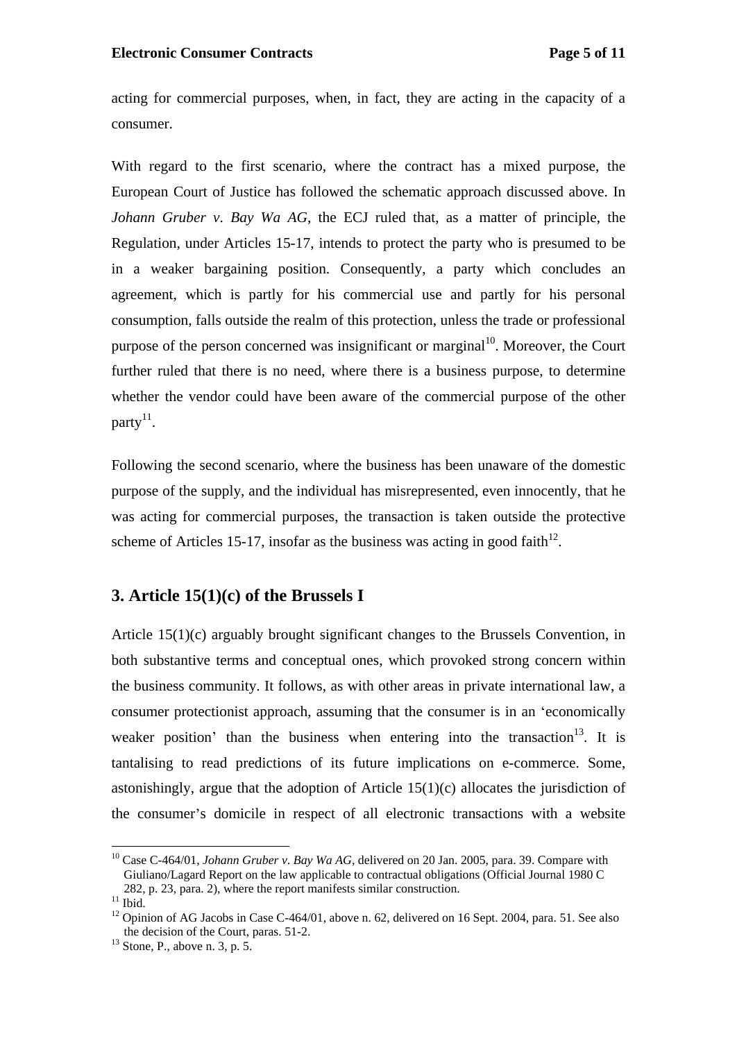acting for commercial purposes, when, in fact, they are acting in the capacity of a consumer.

With regard to the first scenario, where the contract has a mixed purpose, the European Court of Justice has followed the schematic approach discussed above. In *Johann Gruber v. Bay Wa AG*, the ECJ ruled that, as a matter of principle, the Regulation, under Articles 15-17, intends to protect the party who is presumed to be in a weaker bargaining position. Consequently, a party which concludes an agreement, which is partly for his commercial use and partly for his personal consumption, falls outside the realm of this protection, unless the trade or professional purpose of the person concerned was insignificant or marginal[10]. Moreover, the Court further ruled that there is no need, where there is a business purpose, to determine whether the vendor could have been aware of the commercial purpose of the other party[11].

Following the second scenario, where the business has been unaware of the domestic purpose of the supply, and the individual has misrepresented, even innocently, that he was acting for commercial purposes, the transaction is taken outside the protective scheme of Articles 15-17, insofar as the business was acting in good faith[12].

## 3. Article 15(1)(c) of the Brussels I

Article 15(1)(c) arguably brought significant changes to the Brussels Convention, in both substantive terms and conceptual ones, which provoked strong concern within the business community. It follows, as with other areas in private international law, a consumer protectionist approach, assuming that the consumer is in an 'economically weaker position' than the business when entering into the transaction[13]. It is tantalising to read predictions of its future implications on e-commerce. Some, astonishingly, argue that the adoption of Article 15(1)(c) allocates the jurisdiction of the consumer's domicile in respect of all electronic transactions with a website

---

[10] Case C-464/01, *Johann Gruber v. Bay Wa AG*, delivered on 20 Jan. 2005, para. 39. Compare with Giuliano/Lagard Report on the law applicable to contractual obligations (Official Journal 1980 C 282, p. 23, para. 2), where the report manifests similar construction.

[11] Ibid.

[12] Opinion of AG Jacobs in Case C-464/01, above n. 62, delivered on 16 Sept. 2004, para. 51. See also the decision of the Court, paras. 51-2.

[13] Stone, P., above n. 3, p. 5.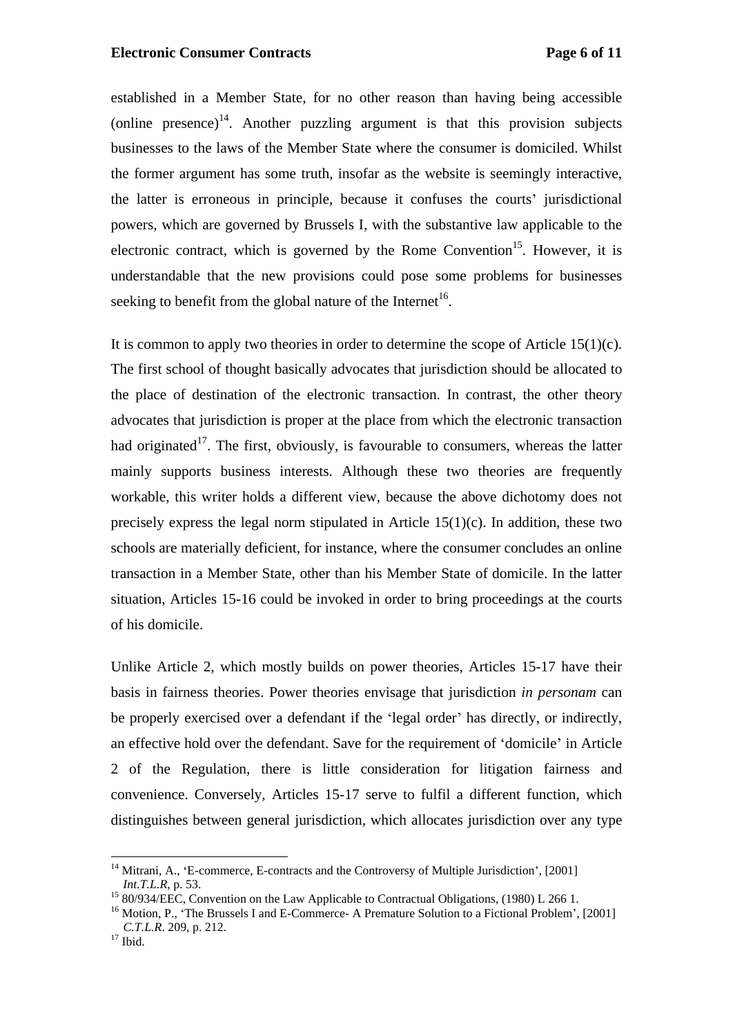established in a Member State, for no other reason than having being accessible (online presence)[14]. Another puzzling argument is that this provision subjects businesses to the laws of the Member State where the consumer is domiciled. Whilst the former argument has some truth, insofar as the website is seemingly interactive, the latter is erroneous in principle, because it confuses the courts' jurisdictional powers, which are governed by Brussels I, with the substantive law applicable to the electronic contract, which is governed by the Rome Convention[15]. However, it is understandable that the new provisions could pose some problems for businesses seeking to benefit from the global nature of the Internet[16].

It is common to apply two theories in order to determine the scope of Article 15(1)(c). The first school of thought basically advocates that jurisdiction should be allocated to the place of destination of the electronic transaction. In contrast, the other theory advocates that jurisdiction is proper at the place from which the electronic transaction had originated[17]. The first, obviously, is favourable to consumers, whereas the latter mainly supports business interests. Although these two theories are frequently workable, this writer holds a different view, because the above dichotomy does not precisely express the legal norm stipulated in Article 15(1)(c). In addition, these two schools are materially deficient, for instance, where the consumer concludes an online transaction in a Member State, other than his Member State of domicile. In the latter situation, Articles 15-16 could be invoked in order to bring proceedings at the courts of his domicile.

Unlike Article 2, which mostly builds on power theories, Articles 15-17 have their basis in fairness theories. Power theories envisage that jurisdiction *in personam* can be properly exercised over a defendant if the 'legal order' has directly, or indirectly, an effective hold over the defendant. Save for the requirement of 'domicile' in Article 2 of the Regulation, there is little consideration for litigation fairness and convenience. Conversely, Articles 15-17 serve to fulfil a different function, which distinguishes between general jurisdiction, which allocates jurisdiction over any type

---

[14] Mitrani, A., 'E-commerce, E-contracts and the Controversy of Multiple Jurisdiction', [2001] *Int.T.L.R*, p. 53.

[15] 80/934/EEC, Convention on the Law Applicable to Contractual Obligations, (1980) L 266 1.

[16] Motion, P., 'The Brussels I and E-Commerce- A Premature Solution to a Fictional Problem', [2001] *C.T.L.R*. 209, p. 212.

[17] Ibid.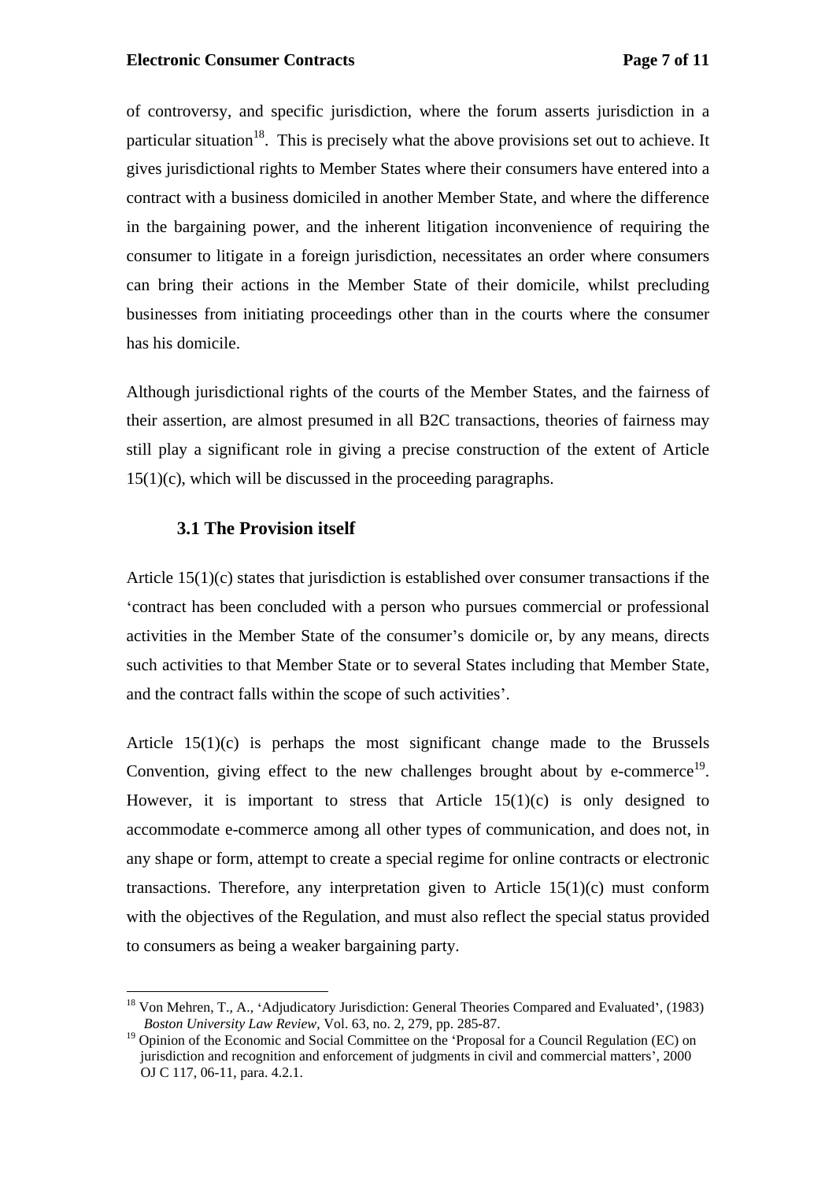of controversy, and specific jurisdiction, where the forum asserts jurisdiction in a particular situation[18]. This is precisely what the above provisions set out to achieve. It gives jurisdictional rights to Member States where their consumers have entered into a contract with a business domiciled in another Member State, and where the difference in the bargaining power, and the inherent litigation inconvenience of requiring the consumer to litigate in a foreign jurisdiction, necessitates an order where consumers can bring their actions in the Member State of their domicile, whilst precluding businesses from initiating proceedings other than in the courts where the consumer has his domicile.

Although jurisdictional rights of the courts of the Member States, and the fairness of their assertion, are almost presumed in all B2C transactions, theories of fairness may still play a significant role in giving a precise construction of the extent of Article 15(1)(c), which will be discussed in the proceeding paragraphs.

### 3.1 The Provision itself

Article 15(1)(c) states that jurisdiction is established over consumer transactions if the 'contract has been concluded with a person who pursues commercial or professional activities in the Member State of the consumer's domicile or, by any means, directs such activities to that Member State or to several States including that Member State, and the contract falls within the scope of such activities'.

Article 15(1)(c) is perhaps the most significant change made to the Brussels Convention, giving effect to the new challenges brought about by e-commerce[19]. However, it is important to stress that Article 15(1)(c) is only designed to accommodate e-commerce among all other types of communication, and does not, in any shape or form, attempt to create a special regime for online contracts or electronic transactions. Therefore, any interpretation given to Article 15(1)(c) must conform with the objectives of the Regulation, and must also reflect the special status provided to consumers as being a weaker bargaining party.

---

[18] Von Mehren, T., A., 'Adjudicatory Jurisdiction: General Theories Compared and Evaluated', (1983) *Boston University Law Review*, Vol. 63, no. 2, 279, pp. 285-87.

[19] Opinion of the Economic and Social Committee on the 'Proposal for a Council Regulation (EC) on jurisdiction and recognition and enforcement of judgments in civil and commercial matters', 2000 OJ C 117, 06-11, para. 4.2.1.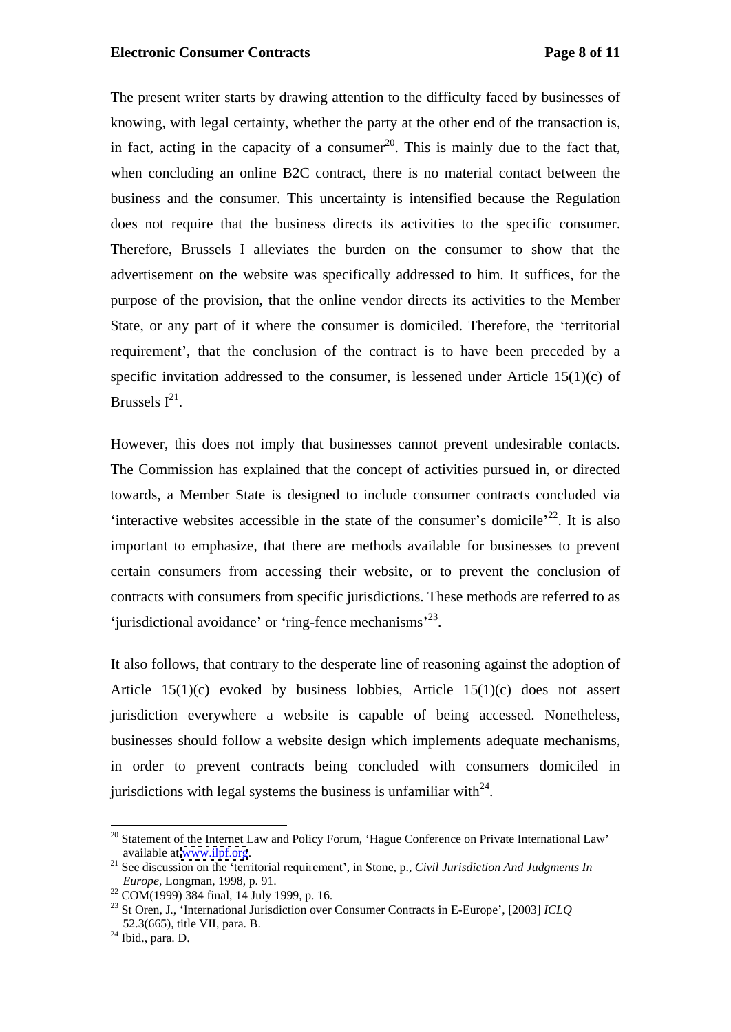The present writer starts by drawing attention to the difficulty faced by businesses of knowing, with legal certainty, whether the party at the other end of the transaction is, in fact, acting in the capacity of a consumer[20]. This is mainly due to the fact that, when concluding an online B2C contract, there is no material contact between the business and the consumer. This uncertainty is intensified because the Regulation does not require that the business directs its activities to the specific consumer. Therefore, Brussels I alleviates the burden on the consumer to show that the advertisement on the website was specifically addressed to him. It suffices, for the purpose of the provision, that the online vendor directs its activities to the Member State, or any part of it where the consumer is domiciled. Therefore, the 'territorial requirement', that the conclusion of the contract is to have been preceded by a specific invitation addressed to the consumer, is lessened under Article 15(1)(c) of Brussels I[21].

However, this does not imply that businesses cannot prevent undesirable contacts. The Commission has explained that the concept of activities pursued in, or directed towards, a Member State is designed to include consumer contracts concluded via 'interactive websites accessible in the state of the consumer's domicile'[22]. It is also important to emphasize, that there are methods available for businesses to prevent certain consumers from accessing their website, or to prevent the conclusion of contracts with consumers from specific jurisdictions. These methods are referred to as 'jurisdictional avoidance' or 'ring-fence mechanisms'[23].

It also follows, that contrary to the desperate line of reasoning against the adoption of Article 15(1)(c) evoked by business lobbies, Article 15(1)(c) does not assert jurisdiction everywhere a website is capable of being accessed. Nonetheless, businesses should follow a website design which implements adequate mechanisms, in order to prevent contracts being concluded with consumers domiciled in jurisdictions with legal systems the business is unfamiliar with[24].

---

[20] Statement of the Internet Law and Policy Forum, 'Hague Conference on Private International Law' available at www.ilpf.org.

[21] See discussion on the 'territorial requirement', in Stone, p., *Civil Jurisdiction And Judgments In Europe*, Longman, 1998, p. 91.

[22] COM(1999) 384 final, 14 July 1999, p. 16.

[23] St Oren, J., 'International Jurisdiction over Consumer Contracts in E-Europe', [2003] *ICLQ* 52.3(665), title VII, para. B.

[24] Ibid., para. D.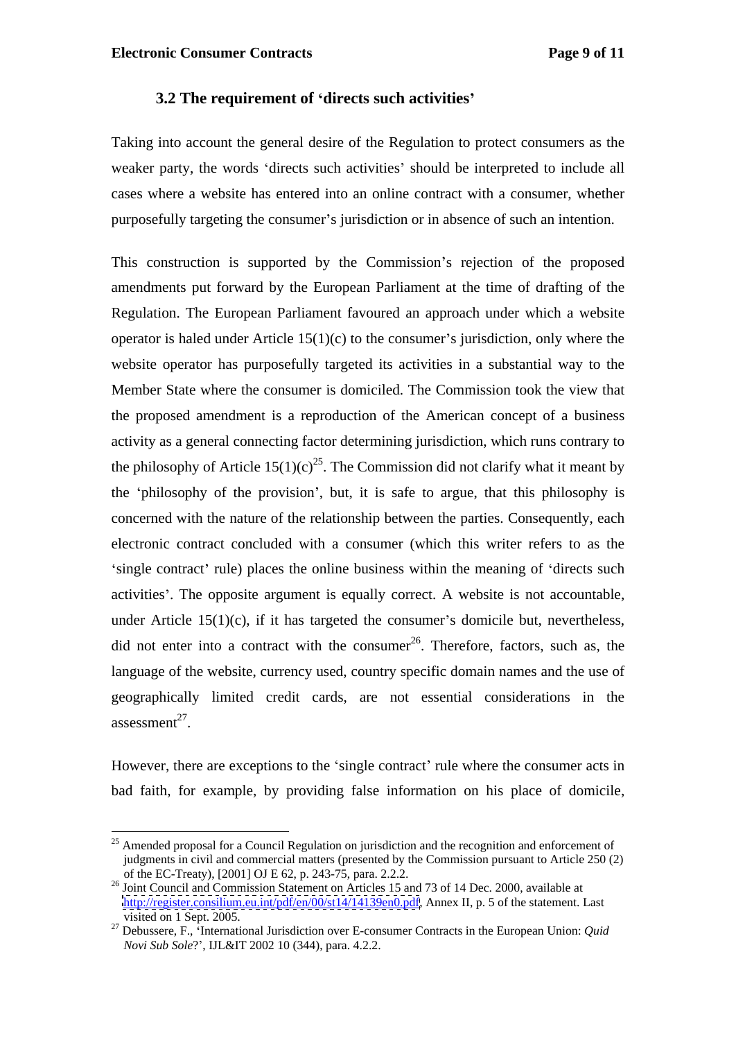### 3.2 The requirement of 'directs such activities'

Taking into account the general desire of the Regulation to protect consumers as the weaker party, the words 'directs such activities' should be interpreted to include all cases where a website has entered into an online contract with a consumer, whether purposefully targeting the consumer's jurisdiction or in absence of such an intention.

This construction is supported by the Commission's rejection of the proposed amendments put forward by the European Parliament at the time of drafting of the Regulation. The European Parliament favoured an approach under which a website operator is haled under Article 15(1)(c) to the consumer's jurisdiction, only where the website operator has purposefully targeted its activities in a substantial way to the Member State where the consumer is domiciled. The Commission took the view that the proposed amendment is a reproduction of the American concept of a business activity as a general connecting factor determining jurisdiction, which runs contrary to the philosophy of Article 15(1)(c)[25]. The Commission did not clarify what it meant by the 'philosophy of the provision', but, it is safe to argue, that this philosophy is concerned with the nature of the relationship between the parties. Consequently, each electronic contract concluded with a consumer (which this writer refers to as the 'single contract' rule) places the online business within the meaning of 'directs such activities'. The opposite argument is equally correct. A website is not accountable, under Article 15(1)(c), if it has targeted the consumer's domicile but, nevertheless, did not enter into a contract with the consumer[26]. Therefore, factors, such as, the language of the website, currency used, country specific domain names and the use of geographically limited credit cards, are not essential considerations in the assessment[27].

However, there are exceptions to the 'single contract' rule where the consumer acts in bad faith, for example, by providing false information on his place of domicile,

---

[25] Amended proposal for a Council Regulation on jurisdiction and the recognition and enforcement of judgments in civil and commercial matters (presented by the Commission pursuant to Article 250 (2) of the EC-Treaty), [2001] OJ E 62, p. 243-75, para. 2.2.2.

[26] Joint Council and Commission Statement on Articles 15 and 73 of 14 Dec. 2000, available at http://register.consilium.eu.int/pdf/en/00/st14/14139en0.pdf, Annex II, p. 5 of the statement. Last visited on 1 Sept. 2005.

[27] Debussere, F., 'International Jurisdiction over E-consumer Contracts in the European Union: *Quid Novi Sub Sole*?', IJL&IT 2002 10 (344), para. 4.2.2.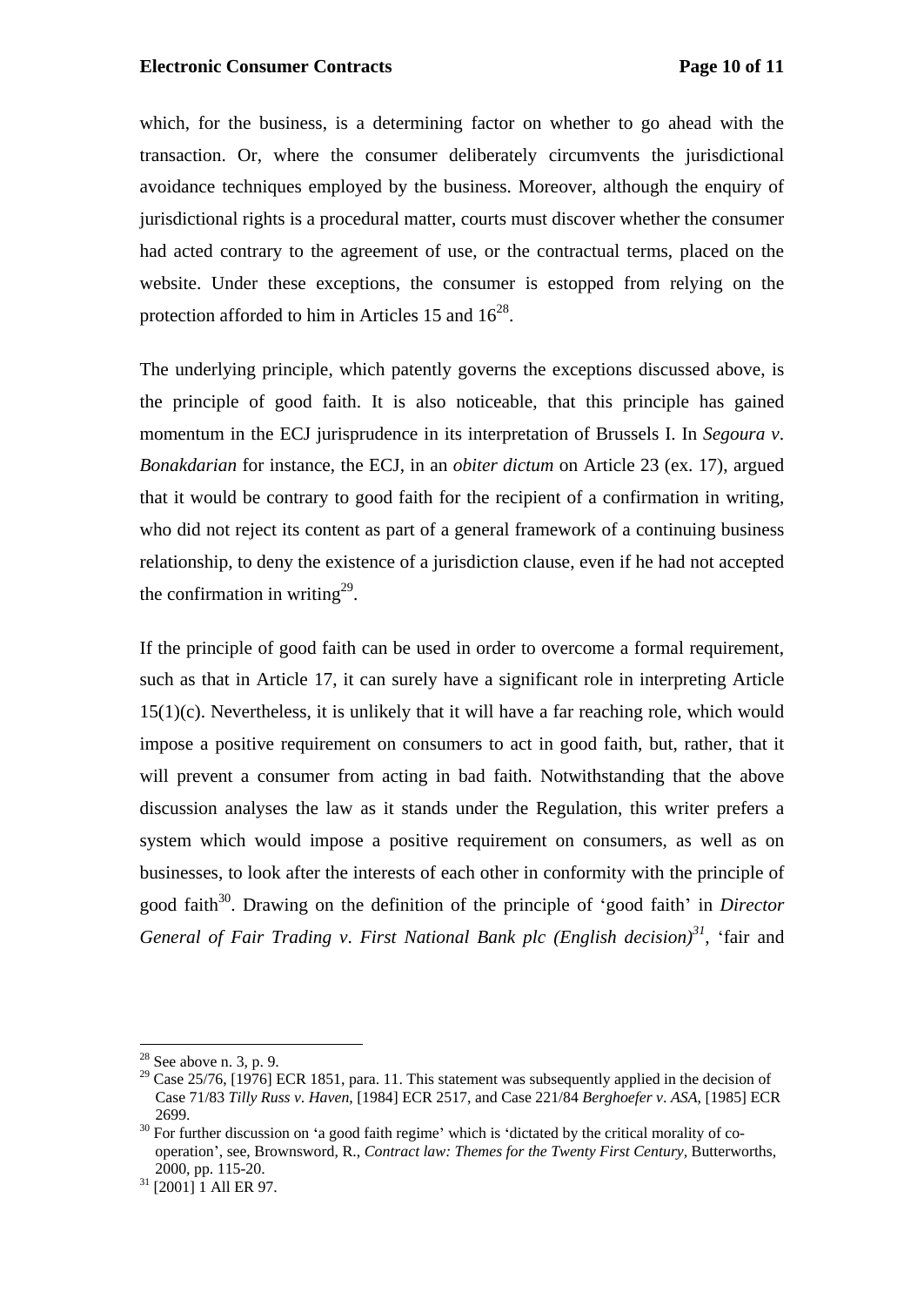which, for the business, is a determining factor on whether to go ahead with the transaction. Or, where the consumer deliberately circumvents the jurisdictional avoidance techniques employed by the business. Moreover, although the enquiry of jurisdictional rights is a procedural matter, courts must discover whether the consumer had acted contrary to the agreement of use, or the contractual terms, placed on the website. Under these exceptions, the consumer is estopped from relying on the protection afforded to him in Articles 15 and 16[28].

The underlying principle, which patently governs the exceptions discussed above, is the principle of good faith. It is also noticeable, that this principle has gained momentum in the ECJ jurisprudence in its interpretation of Brussels I. In *Segoura v. Bonakdarian* for instance, the ECJ, in an *obiter dictum* on Article 23 (ex. 17), argued that it would be contrary to good faith for the recipient of a confirmation in writing, who did not reject its content as part of a general framework of a continuing business relationship, to deny the existence of a jurisdiction clause, even if he had not accepted the confirmation in writing[29].

If the principle of good faith can be used in order to overcome a formal requirement, such as that in Article 17, it can surely have a significant role in interpreting Article 15(1)(c). Nevertheless, it is unlikely that it will have a far reaching role, which would impose a positive requirement on consumers to act in good faith, but, rather, that it will prevent a consumer from acting in bad faith. Notwithstanding that the above discussion analyses the law as it stands under the Regulation, this writer prefers a system which would impose a positive requirement on consumers, as well as on businesses, to look after the interests of each other in conformity with the principle of good faith[30]. Drawing on the definition of the principle of 'good faith' in *Director General of Fair Trading v. First National Bank plc (English decision)*[31], 'fair and

---

[28] See above n. 3, p. 9.

[29] Case 25/76, [1976] ECR 1851, para. 11. This statement was subsequently applied in the decision of Case 71/83 *Tilly Russ v. Haven*, [1984] ECR 2517, and Case 221/84 *Berghoefer v. ASA*, [1985] ECR 2699.

[30] For further discussion on 'a good faith regime' which is 'dictated by the critical morality of co-operation', see, Brownsword, R., *Contract law: Themes for the Twenty First Century*, Butterworths, 2000, pp. 115-20.

[31] [2001] 1 All ER 97.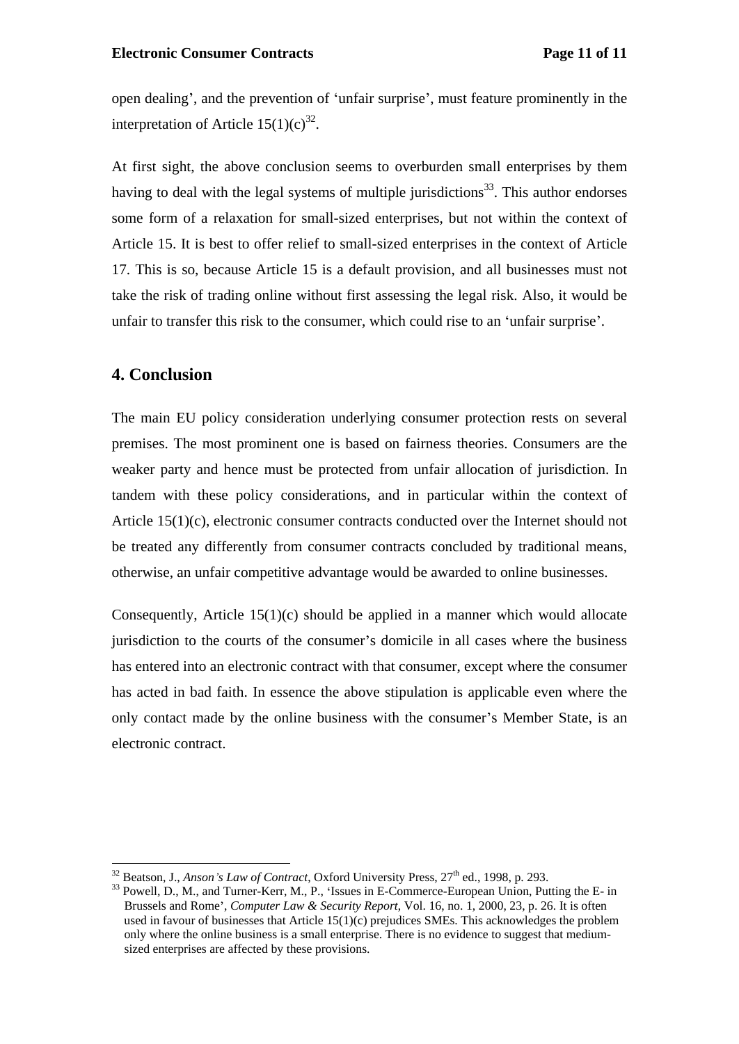open dealing', and the prevention of 'unfair surprise', must feature prominently in the interpretation of Article 15(1)(c)[32].

At first sight, the above conclusion seems to overburden small enterprises by them having to deal with the legal systems of multiple jurisdictions[33]. This author endorses some form of a relaxation for small-sized enterprises, but not within the context of Article 15. It is best to offer relief to small-sized enterprises in the context of Article 17. This is so, because Article 15 is a default provision, and all businesses must not take the risk of trading online without first assessing the legal risk. Also, it would be unfair to transfer this risk to the consumer, which could rise to an 'unfair surprise'.

## 4. Conclusion

The main EU policy consideration underlying consumer protection rests on several premises. The most prominent one is based on fairness theories. Consumers are the weaker party and hence must be protected from unfair allocation of jurisdiction. In tandem with these policy considerations, and in particular within the context of Article 15(1)(c), electronic consumer contracts conducted over the Internet should not be treated any differently from consumer contracts concluded by traditional means, otherwise, an unfair competitive advantage would be awarded to online businesses.

Consequently, Article 15(1)(c) should be applied in a manner which would allocate jurisdiction to the courts of the consumer's domicile in all cases where the business has entered into an electronic contract with that consumer, except where the consumer has acted in bad faith. In essence the above stipulation is applicable even where the only contact made by the online business with the consumer's Member State, is an electronic contract.

---

[32] Beatson, J., *Anson's Law of Contract*, Oxford University Press, 27th ed., 1998, p. 293.

[33] Powell, D., M., and Turner-Kerr, M., P., 'Issues in E-Commerce-European Union, Putting the E- in Brussels and Rome', *Computer Law & Security Report*, Vol. 16, no. 1, 2000, 23, p. 26. It is often used in favour of businesses that Article 15(1)(c) prejudices SMEs. This acknowledges the problem only where the online business is a small enterprise. There is no evidence to suggest that medium-sized enterprises are affected by these provisions.